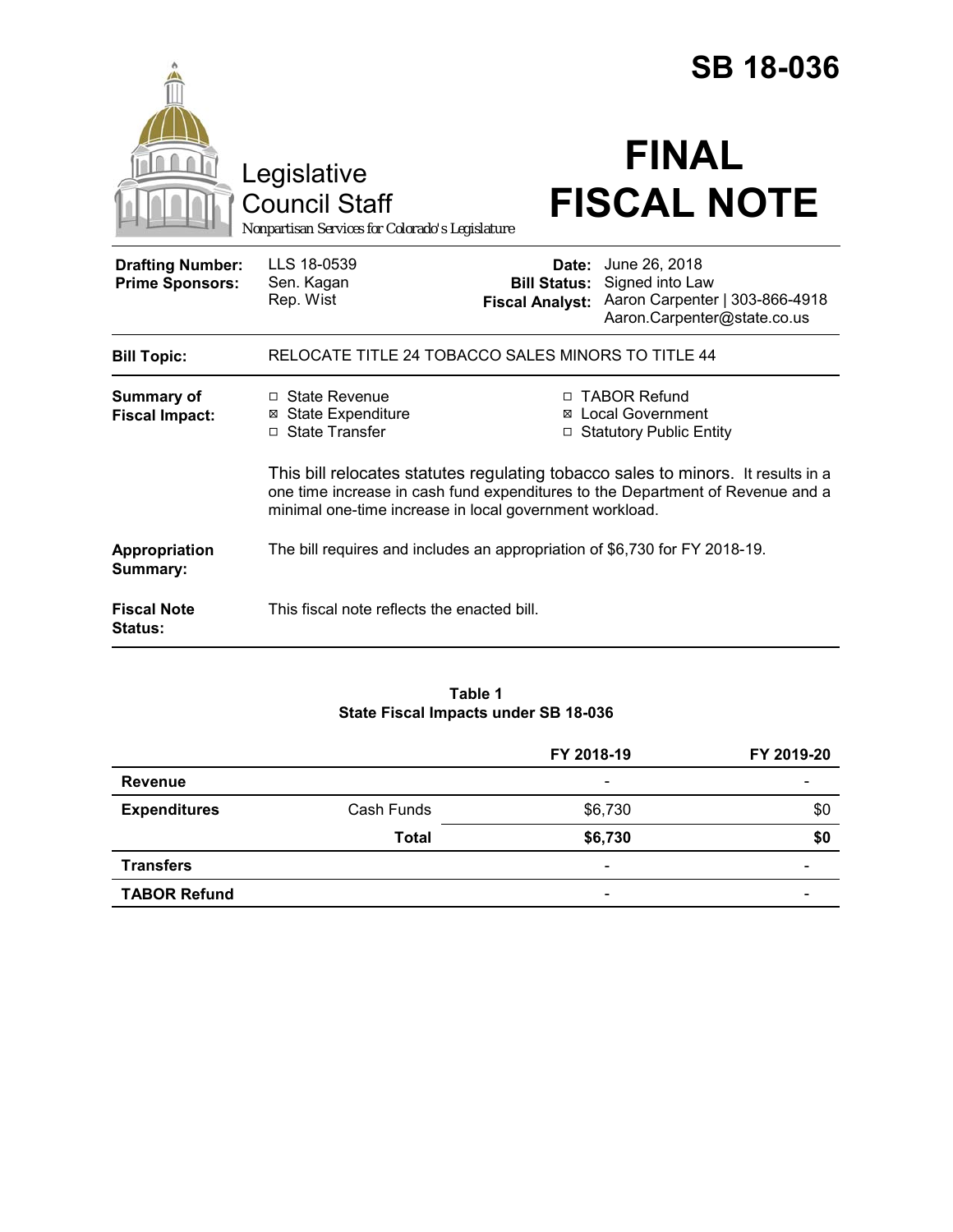# SB 18-036

Legislative Council Staff

*Nonpartisan Services for Colorado's Legislature*

# FINAL FISCAL NOTE

| | | | |
|---|---|---|---|
| **Drafting Number:** | LLS 18-0539 | **Date:** | June 26, 2018 |
| **Prime Sponsors:** | Sen. Kagan<br>Rep. Wist | **Bill Status:** | Signed into Law |
| | | **Fiscal Analyst:** | Aaron Carpenter \| 303-866-4918<br>Aaron.Carpenter@state.co.us |

| | |
|---|---|
| **Bill Topic:** | RELOCATE TITLE 24 TOBACCO SALES MINORS TO TITLE 44 |
| **Summary of Fiscal Impact:** | ☐ State Revenue ☒ State Expenditure ☐ State Transfer ☐ TABOR Refund ☒ Local Government ☐ Statutory Public Entity<br><br>This bill relocates statutes regulating tobacco sales to minors. It results in a one time increase in cash fund expenditures to the Department of Revenue and a minimal one-time increase in local government workload. |
| **Appropriation Summary:** | The bill requires and includes an appropriation of $6,730 for FY 2018-19. |
| **Fiscal Note Status:** | This fiscal note reflects the enacted bill. |

**Table 1**
**State Fiscal Impacts under SB 18-036**

| | | FY 2018-19 | FY 2019-20 |
|---|---|---|---|
| **Revenue** | | - | - |
| **Expenditures** | Cash Funds | $6,730 | $0 |
| | **Total** | **$6,730** | **$0** |
| **Transfers** | | - | - |
| **TABOR Refund** | | - | - |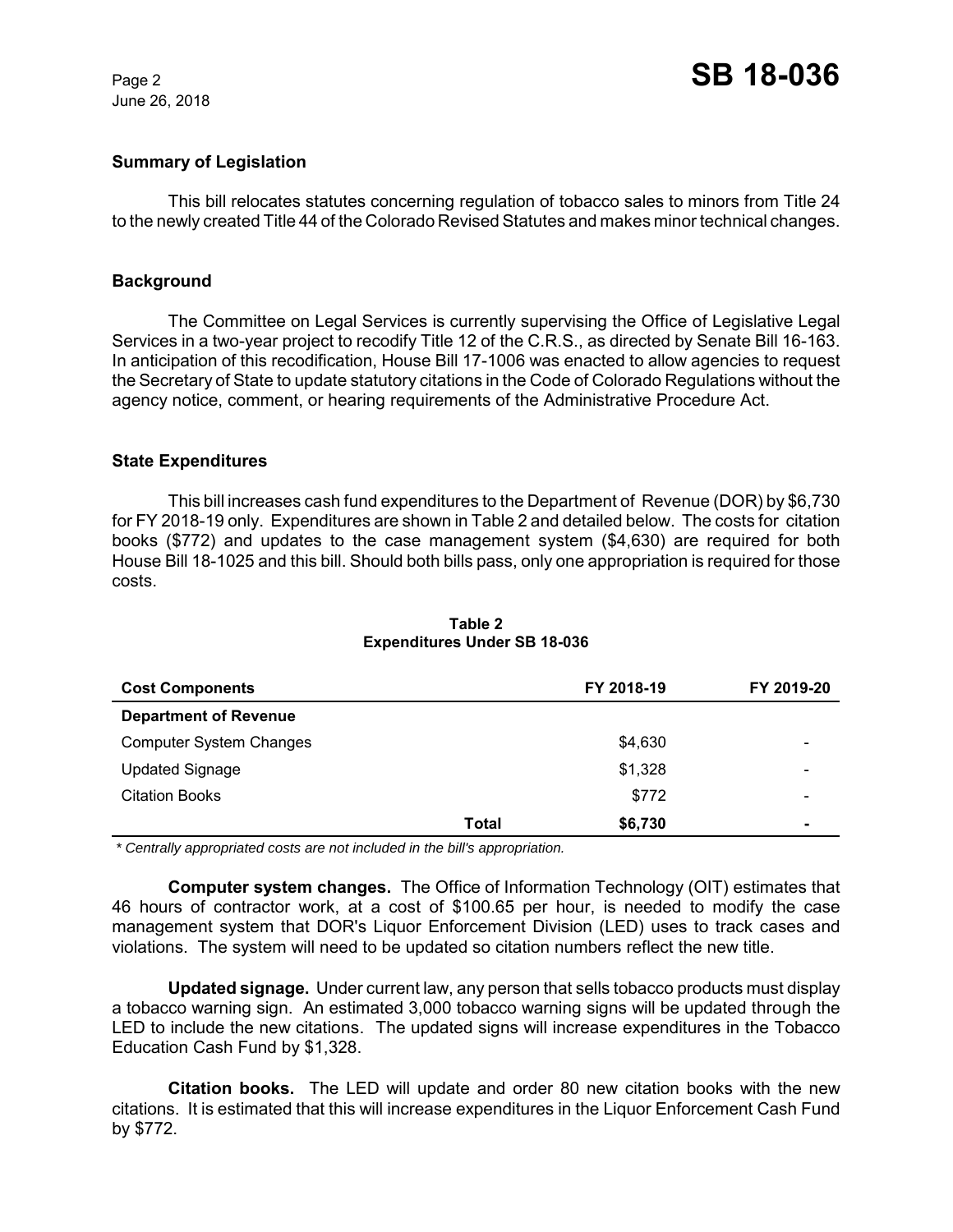## Summary of Legislation

This bill relocates statutes concerning regulation of tobacco sales to minors from Title 24 to the newly created Title 44 of the Colorado Revised Statutes and makes minor technical changes.

## Background

The Committee on Legal Services is currently supervising the Office of Legislative Legal Services in a two-year project to recodify Title 12 of the C.R.S., as directed by Senate Bill 16-163. In anticipation of this recodification, House Bill 17-1006 was enacted to allow agencies to request the Secretary of State to update statutory citations in the Code of Colorado Regulations without the agency notice, comment, or hearing requirements of the Administrative Procedure Act.

## State Expenditures

This bill increases cash fund expenditures to the Department of Revenue (DOR) by $6,730 for FY 2018-19 only. Expenditures are shown in Table 2 and detailed below. The costs for citation books ($772) and updates to the case management system ($4,630) are required for both House Bill 18-1025 and this bill. Should both bills pass, only one appropriation is required for those costs.

**Table 2**
**Expenditures Under SB 18-036**

| Cost Components | | FY 2018-19 | FY 2019-20 |
|---|---|---|---|
| **Department of Revenue** | | | |
| Computer System Changes | | $4,630 | - |
| Updated Signage | | $1,328 | - |
| Citation Books | | $772 | - |
| | **Total** | **$6,730** | **-** |

*\* Centrally appropriated costs are not included in the bill's appropriation.*

**Computer system changes.** The Office of Information Technology (OIT) estimates that 46 hours of contractor work, at a cost of $100.65 per hour, is needed to modify the case management system that DOR's Liquor Enforcement Division (LED) uses to track cases and violations. The system will need to be updated so citation numbers reflect the new title.

**Updated signage.** Under current law, any person that sells tobacco products must display a tobacco warning sign. An estimated 3,000 tobacco warning signs will be updated through the LED to include the new citations. The updated signs will increase expenditures in the Tobacco Education Cash Fund by $1,328.

**Citation books.** The LED will update and order 80 new citation books with the new citations. It is estimated that this will increase expenditures in the Liquor Enforcement Cash Fund by $772.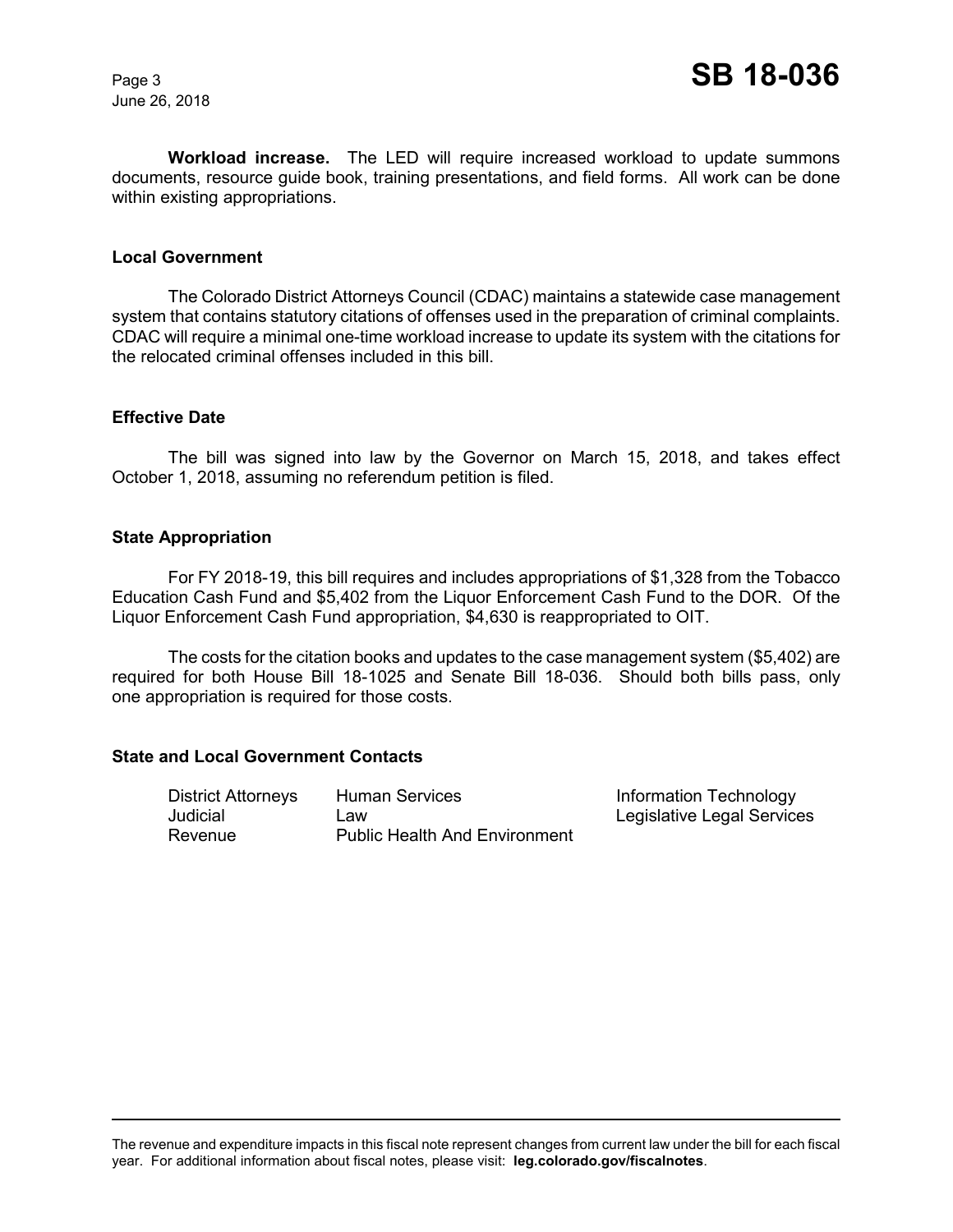**Workload increase.** The LED will require increased workload to update summons documents, resource guide book, training presentations, and field forms. All work can be done within existing appropriations.

### Local Government

The Colorado District Attorneys Council (CDAC) maintains a statewide case management system that contains statutory citations of offenses used in the preparation of criminal complaints. CDAC will require a minimal one-time workload increase to update its system with the citations for the relocated criminal offenses included in this bill.

### Effective Date

The bill was signed into law by the Governor on March 15, 2018, and takes effect October 1, 2018, assuming no referendum petition is filed.

### State Appropriation

For FY 2018-19, this bill requires and includes appropriations of $1,328 from the Tobacco Education Cash Fund and $5,402 from the Liquor Enforcement Cash Fund to the DOR. Of the Liquor Enforcement Cash Fund appropriation, $4,630 is reappropriated to OIT.

The costs for the citation books and updates to the case management system ($5,402) are required for both House Bill 18-1025 and Senate Bill 18-036. Should both bills pass, only one appropriation is required for those costs.

### State and Local Government Contacts

| | | |
|---|---|---|
| District Attorneys | Human Services | Information Technology |
| Judicial | Law | Legislative Legal Services |
| Revenue | Public Health And Environment | |

The revenue and expenditure impacts in this fiscal note represent changes from current law under the bill for each fiscal year. For additional information about fiscal notes, please visit: **leg.colorado.gov/fiscalnotes**.